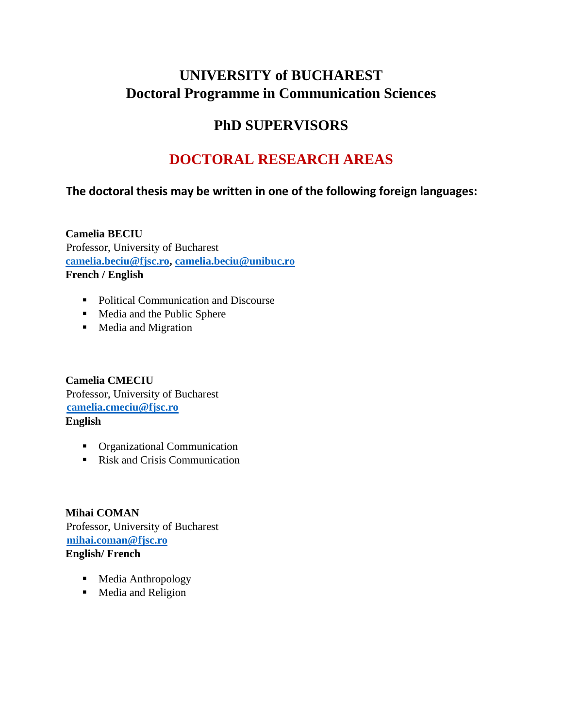# UNIVERSITY of BUCHAREST
# Doctoral Programme in Communication Sciences

## PhD SUPERVISORS

## DOCTORAL RESEARCH AREAS

**The doctoral thesis may be written in one of the following foreign languages:**

**Camelia BECIU**
Professor, University of Bucharest
**camelia.beciu@fjsc.ro, camelia.beciu@unibuc.ro**
**French / English**

- Political Communication and Discourse
- Media and the Public Sphere
- Media and Migration

**Camelia CMECIU**
Professor, University of Bucharest
**camelia.cmeciu@fjsc.ro**
**English**

- Organizational Communication
- Risk and Crisis Communication

**Mihai COMAN**
Professor, University of Bucharest
**mihai.coman@fjsc.ro**
**English/ French**

- Media Anthropology
- Media and Religion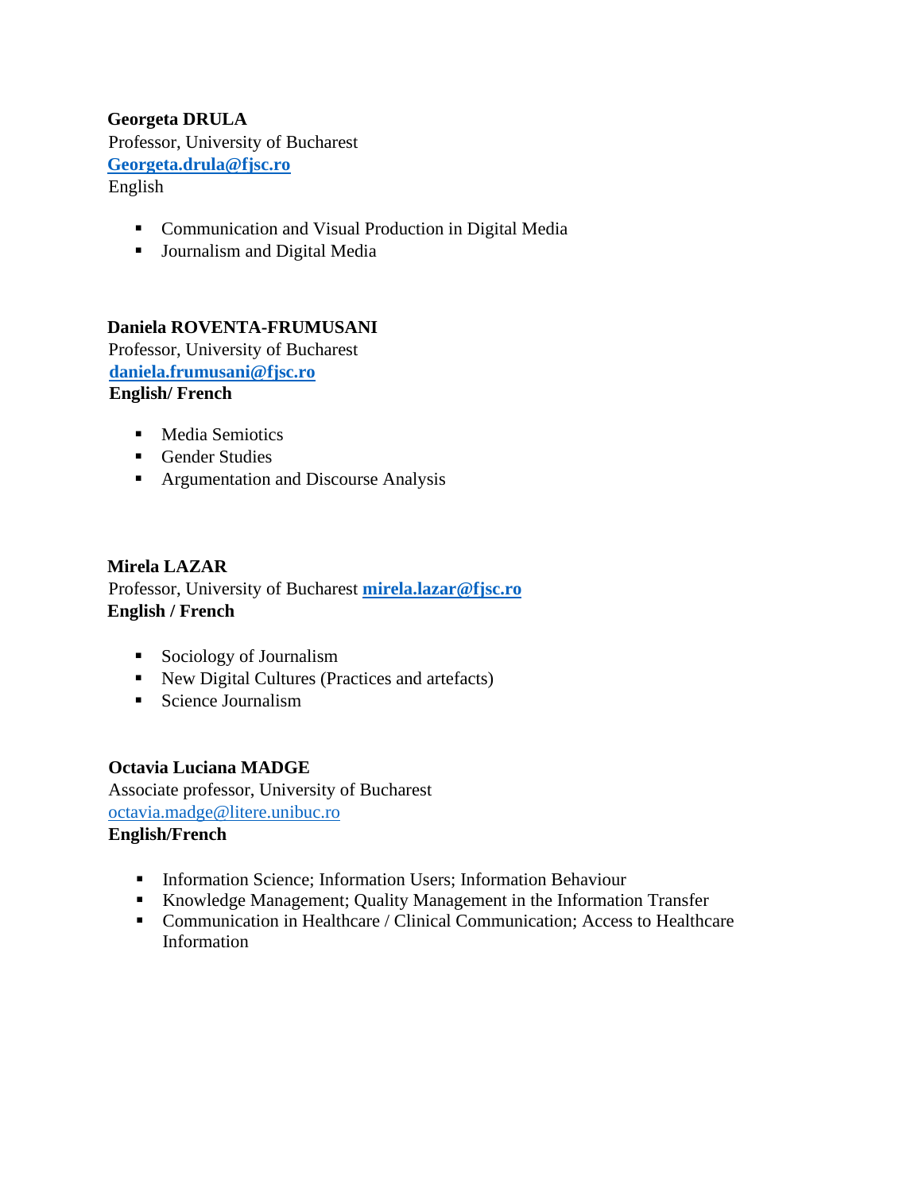**Georgeta DRULA**
Professor, University of Bucharest
**Georgeta.drula@fjsc.ro**
English

- Communication and Visual Production in Digital Media
- Journalism and Digital Media

**Daniela ROVENTA-FRUMUSANI**
Professor, University of Bucharest
**daniela.frumusani@fjsc.ro**
**English/ French**

- Media Semiotics
- Gender Studies
- Argumentation and Discourse Analysis

**Mirela LAZAR**
Professor, University of Bucharest **mirela.lazar@fjsc.ro**
**English / French**

- Sociology of Journalism
- New Digital Cultures (Practices and artefacts)
- Science Journalism

**Octavia Luciana MADGE**
Associate professor, University of Bucharest
octavia.madge@litere.unibuc.ro
**English/French**

- Information Science; Information Users; Information Behaviour
- Knowledge Management; Quality Management in the Information Transfer
- Communication in Healthcare / Clinical Communication; Access to Healthcare Information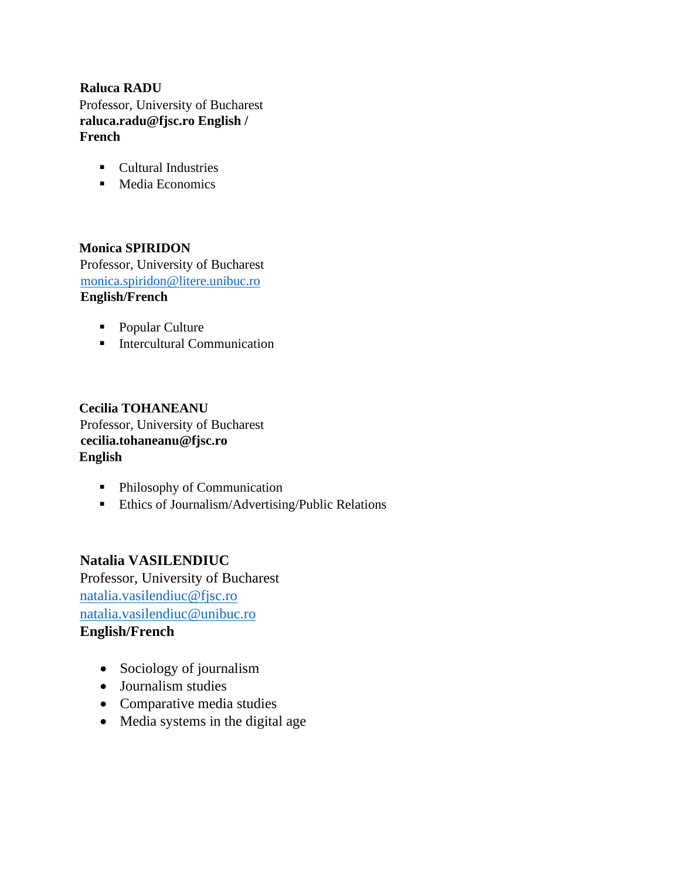**Raluca RADU**
Professor, University of Bucharest
**raluca.radu@fjsc.ro English / French**

- Cultural Industries
- Media Economics

**Monica SPIRIDON**
Professor, University of Bucharest
monica.spiridon@litere.unibuc.ro
**English/French**

- Popular Culture
- Intercultural Communication

**Cecilia TOHANEANU**
Professor, University of Bucharest
**cecilia.tohaneanu@fjsc.ro**
**English**

- Philosophy of Communication
- Ethics of Journalism/Advertising/Public Relations

**Natalia VASILENDIUC**
Professor, University of Bucharest
natalia.vasilendiuc@fjsc.ro
natalia.vasilendiuc@unibuc.ro
**English/French**

- Sociology of journalism
- Journalism studies
- Comparative media studies
- Media systems in the digital age